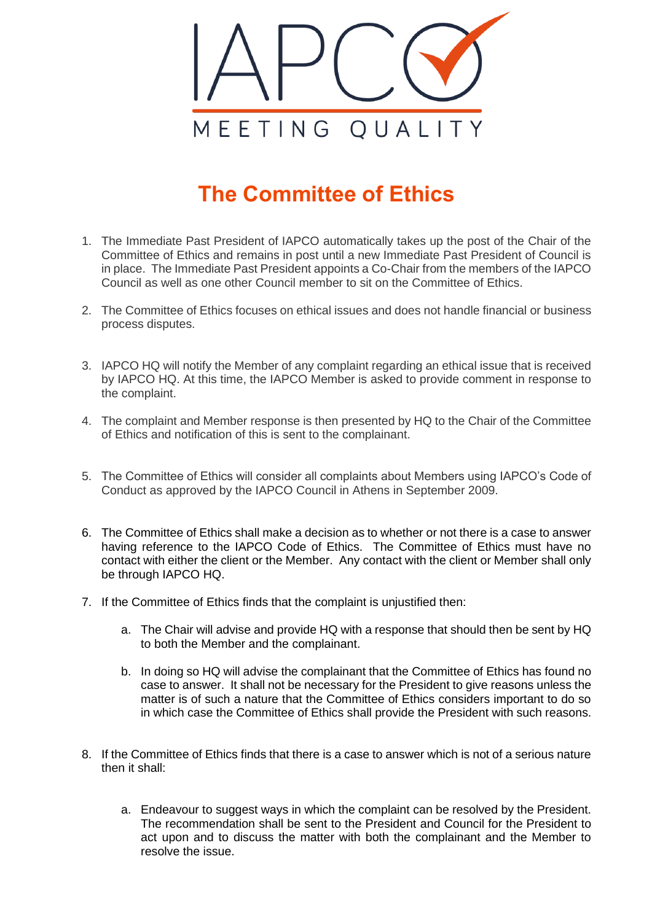IAPCO

MEETING QUALITY

# The Committee of Ethics

1. The Immediate Past President of IAPCO automatically takes up the post of the Chair of the Committee of Ethics and remains in post until a new Immediate Past President of Council is in place. The Immediate Past President appoints a Co-Chair from the members of the IAPCO Council as well as one other Council member to sit on the Committee of Ethics.

2. The Committee of Ethics focuses on ethical issues and does not handle financial or business process disputes.

3. IAPCO HQ will notify the Member of any complaint regarding an ethical issue that is received by IAPCO HQ. At this time, the IAPCO Member is asked to provide comment in response to the complaint.

4. The complaint and Member response is then presented by HQ to the Chair of the Committee of Ethics and notification of this is sent to the complainant.

5. The Committee of Ethics will consider all complaints about Members using IAPCO's Code of Conduct as approved by the IAPCO Council in Athens in September 2009.

6. The Committee of Ethics shall make a decision as to whether or not there is a case to answer having reference to the IAPCO Code of Ethics. The Committee of Ethics must have no contact with either the client or the Member. Any contact with the client or Member shall only be through IAPCO HQ.

7. If the Committee of Ethics finds that the complaint is unjustified then:

   a. The Chair will advise and provide HQ with a response that should then be sent by HQ to both the Member and the complainant.

   b. In doing so HQ will advise the complainant that the Committee of Ethics has found no case to answer. It shall not be necessary for the President to give reasons unless the matter is of such a nature that the Committee of Ethics considers important to do so in which case the Committee of Ethics shall provide the President with such reasons.

8. If the Committee of Ethics finds that there is a case to answer which is not of a serious nature then it shall:

   a. Endeavour to suggest ways in which the complaint can be resolved by the President. The recommendation shall be sent to the President and Council for the President to act upon and to discuss the matter with both the complainant and the Member to resolve the issue.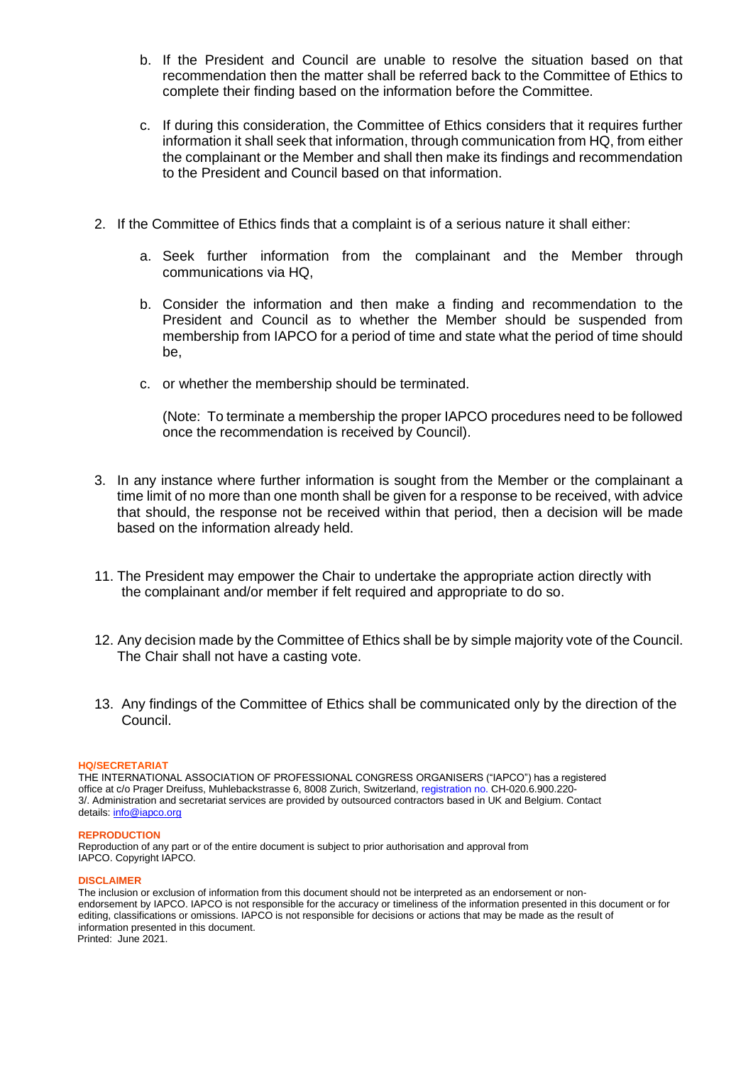b. If the President and Council are unable to resolve the situation based on that recommendation then the matter shall be referred back to the Committee of Ethics to complete their finding based on the information before the Committee.

c. If during this consideration, the Committee of Ethics considers that it requires further information it shall seek that information, through communication from HQ, from either the complainant or the Member and shall then make its findings and recommendation to the President and Council based on that information.

2. If the Committee of Ethics finds that a complaint is of a serious nature it shall either:

   a. Seek further information from the complainant and the Member through communications via HQ,

   b. Consider the information and then make a finding and recommendation to the President and Council as to whether the Member should be suspended from membership from IAPCO for a period of time and state what the period of time should be,

   c. or whether the membership should be terminated.

   (Note: To terminate a membership the proper IAPCO procedures need to be followed once the recommendation is received by Council).

3. In any instance where further information is sought from the Member or the complainant a time limit of no more than one month shall be given for a response to be received, with advice that should, the response not be received within that period, then a decision will be made based on the information already held.

11. The President may empower the Chair to undertake the appropriate action directly with the complainant and/or member if felt required and appropriate to do so.

12. Any decision made by the Committee of Ethics shall be by simple majority vote of the Council. The Chair shall not have a casting vote.

13. Any findings of the Committee of Ethics shall be communicated only by the direction of the Council.

**HQ/SECRETARIAT**

THE INTERNATIONAL ASSOCIATION OF PROFESSIONAL CONGRESS ORGANISERS ("IAPCO") has a registered office at c/o Prager Dreifuss, Muhlebackstrasse 6, 8008 Zurich, Switzerland, registration no. CH-020.6.900.220-3/. Administration and secretariat services are provided by outsourced contractors based in UK and Belgium. Contact details: info@iapco.org

**REPRODUCTION**

Reproduction of any part or of the entire document is subject to prior authorisation and approval from IAPCO. Copyright IAPCO.

**DISCLAIMER**

The inclusion or exclusion of information from this document should not be interpreted as an endorsement or non-endorsement by IAPCO. IAPCO is not responsible for the accuracy or timeliness of the information presented in this document or for editing, classifications or omissions. IAPCO is not responsible for decisions or actions that may be made as the result of information presented in this document.

Printed: June 2021.